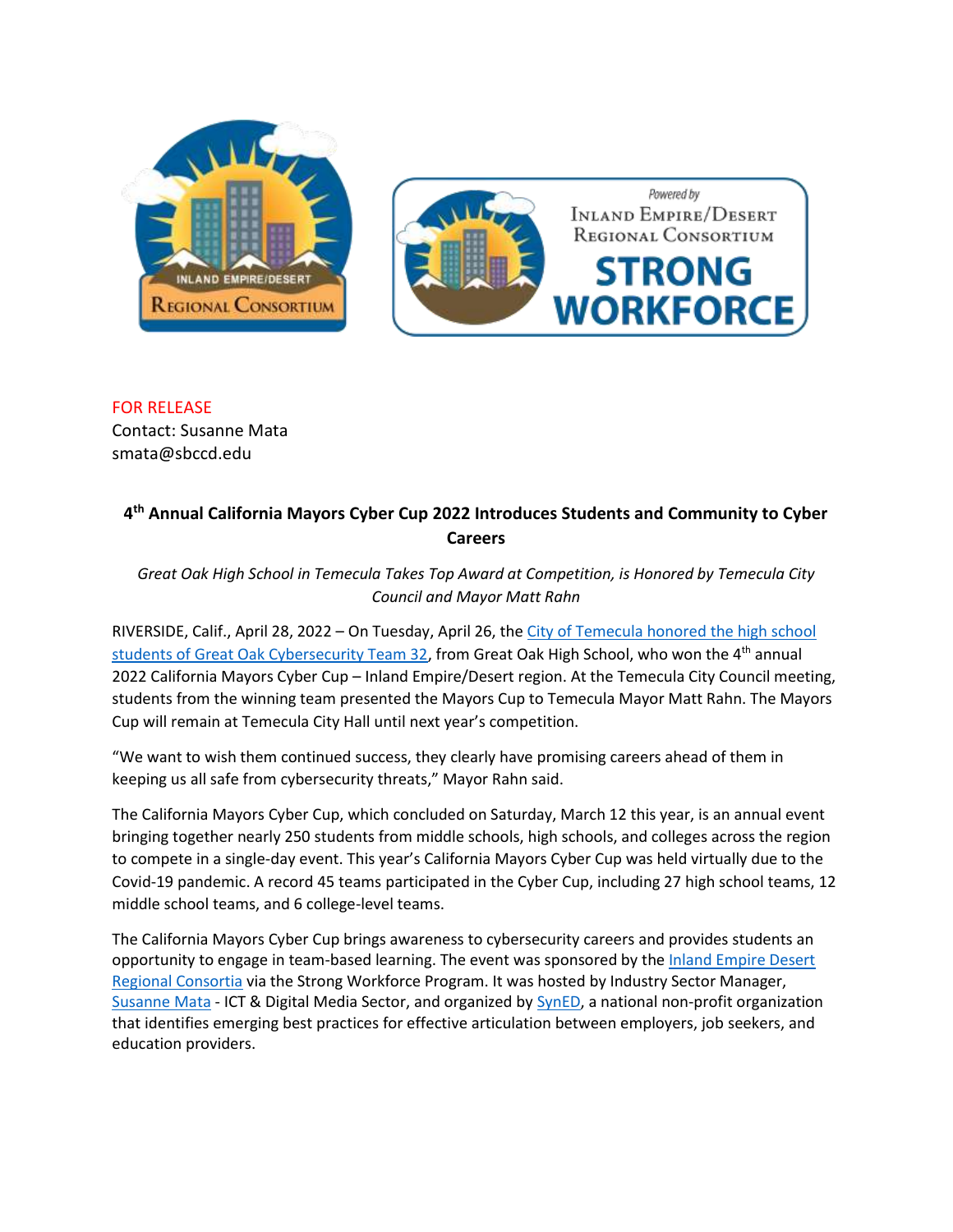FOR RELEASE
Contact: Susanne Mata
smata@sbccd.edu

## 4th Annual California Mayors Cyber Cup 2022 Introduces Students and Community to Cyber Careers

*Great Oak High School in Temecula Takes Top Award at Competition, is Honored by Temecula City Council and Mayor Matt Rahn*

RIVERSIDE, Calif., April 28, 2022 – On Tuesday, April 26, the City of Temecula honored the high school students of Great Oak Cybersecurity Team 32, from Great Oak High School, who won the 4th annual 2022 California Mayors Cyber Cup – Inland Empire/Desert region. At the Temecula City Council meeting, students from the winning team presented the Mayors Cup to Temecula Mayor Matt Rahn. The Mayors Cup will remain at Temecula City Hall until next year's competition.

"We want to wish them continued success, they clearly have promising careers ahead of them in keeping us all safe from cybersecurity threats," Mayor Rahn said.

The California Mayors Cyber Cup, which concluded on Saturday, March 12 this year, is an annual event bringing together nearly 250 students from middle schools, high schools, and colleges across the region to compete in a single-day event. This year's California Mayors Cyber Cup was held virtually due to the Covid-19 pandemic. A record 45 teams participated in the Cyber Cup, including 27 high school teams, 12 middle school teams, and 6 college-level teams.

The California Mayors Cyber Cup brings awareness to cybersecurity careers and provides students an opportunity to engage in team-based learning. The event was sponsored by the Inland Empire Desert Regional Consortia via the Strong Workforce Program. It was hosted by Industry Sector Manager, Susanne Mata - ICT & Digital Media Sector, and organized by SynED, a national non-profit organization that identifies emerging best practices for effective articulation between employers, job seekers, and education providers.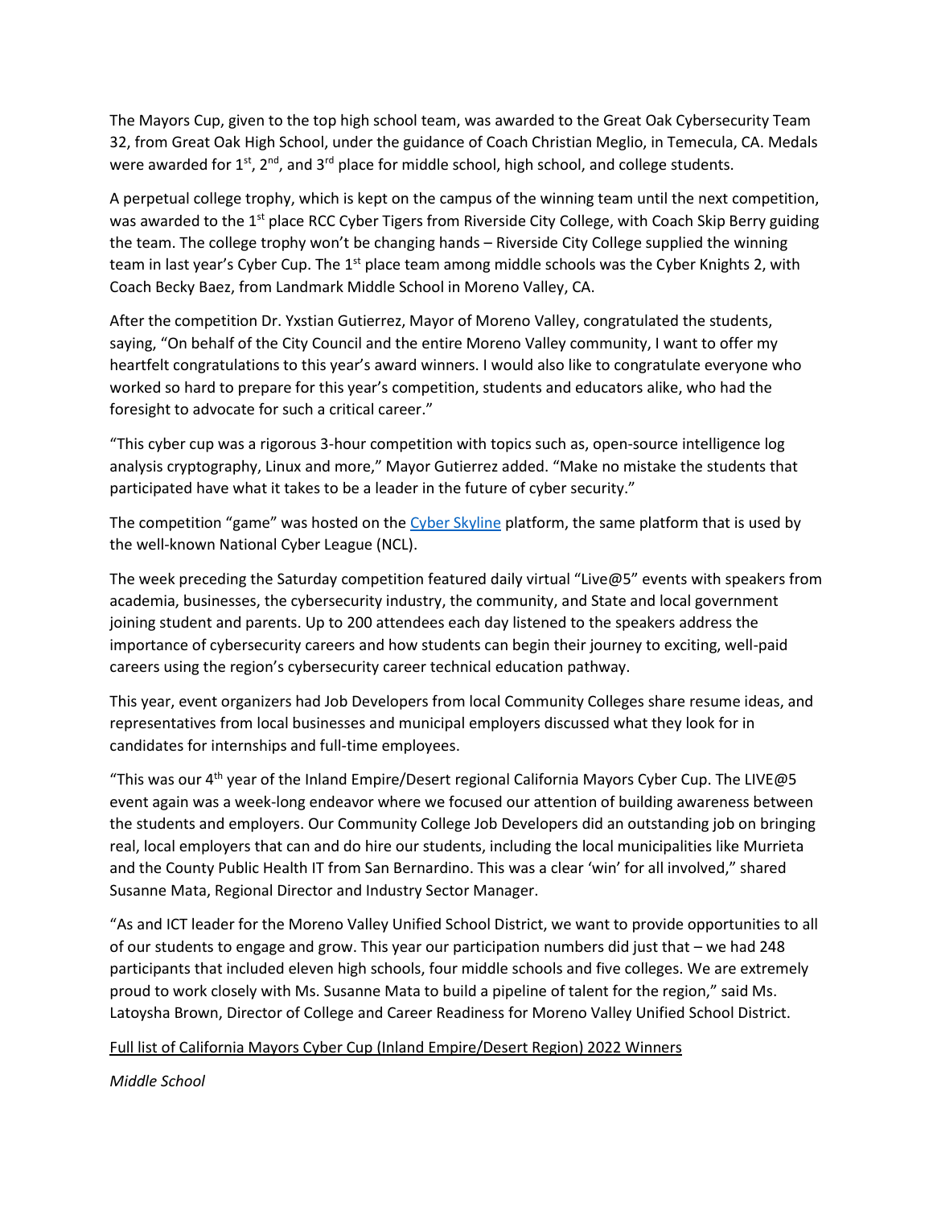The Mayors Cup, given to the top high school team, was awarded to the Great Oak Cybersecurity Team 32, from Great Oak High School, under the guidance of Coach Christian Meglio, in Temecula, CA. Medals were awarded for 1st, 2nd, and 3rd place for middle school, high school, and college students.

A perpetual college trophy, which is kept on the campus of the winning team until the next competition, was awarded to the 1st place RCC Cyber Tigers from Riverside City College, with Coach Skip Berry guiding the team. The college trophy won't be changing hands – Riverside City College supplied the winning team in last year's Cyber Cup. The 1st place team among middle schools was the Cyber Knights 2, with Coach Becky Baez, from Landmark Middle School in Moreno Valley, CA.

After the competition Dr. Yxstian Gutierrez, Mayor of Moreno Valley, congratulated the students, saying, "On behalf of the City Council and the entire Moreno Valley community, I want to offer my heartfelt congratulations to this year's award winners. I would also like to congratulate everyone who worked so hard to prepare for this year's competition, students and educators alike, who had the foresight to advocate for such a critical career."

"This cyber cup was a rigorous 3-hour competition with topics such as, open-source intelligence log analysis cryptography, Linux and more," Mayor Gutierrez added. "Make no mistake the students that participated have what it takes to be a leader in the future of cyber security."

The competition "game" was hosted on the [Cyber Skyline] platform, the same platform that is used by the well-known National Cyber League (NCL).

The week preceding the Saturday competition featured daily virtual "Live@5" events with speakers from academia, businesses, the cybersecurity industry, the community, and State and local government joining student and parents. Up to 200 attendees each day listened to the speakers address the importance of cybersecurity careers and how students can begin their journey to exciting, well-paid careers using the region's cybersecurity career technical education pathway.

This year, event organizers had Job Developers from local Community Colleges share resume ideas, and representatives from local businesses and municipal employers discussed what they look for in candidates for internships and full-time employees.

"This was our 4th year of the Inland Empire/Desert regional California Mayors Cyber Cup. The LIVE@5 event again was a week-long endeavor where we focused our attention of building awareness between the students and employers. Our Community College Job Developers did an outstanding job on bringing real, local employers that can and do hire our students, including the local municipalities like Murrieta and the County Public Health IT from San Bernardino. This was a clear 'win' for all involved," shared Susanne Mata, Regional Director and Industry Sector Manager.

"As and ICT leader for the Moreno Valley Unified School District, we want to provide opportunities to all of our students to engage and grow. This year our participation numbers did just that – we had 248 participants that included eleven high schools, four middle schools and five colleges. We are extremely proud to work closely with Ms. Susanne Mata to build a pipeline of talent for the region," said Ms. Latoysha Brown, Director of College and Career Readiness for Moreno Valley Unified School District.

Full list of California Mayors Cyber Cup (Inland Empire/Desert Region) 2022 Winners

*Middle School*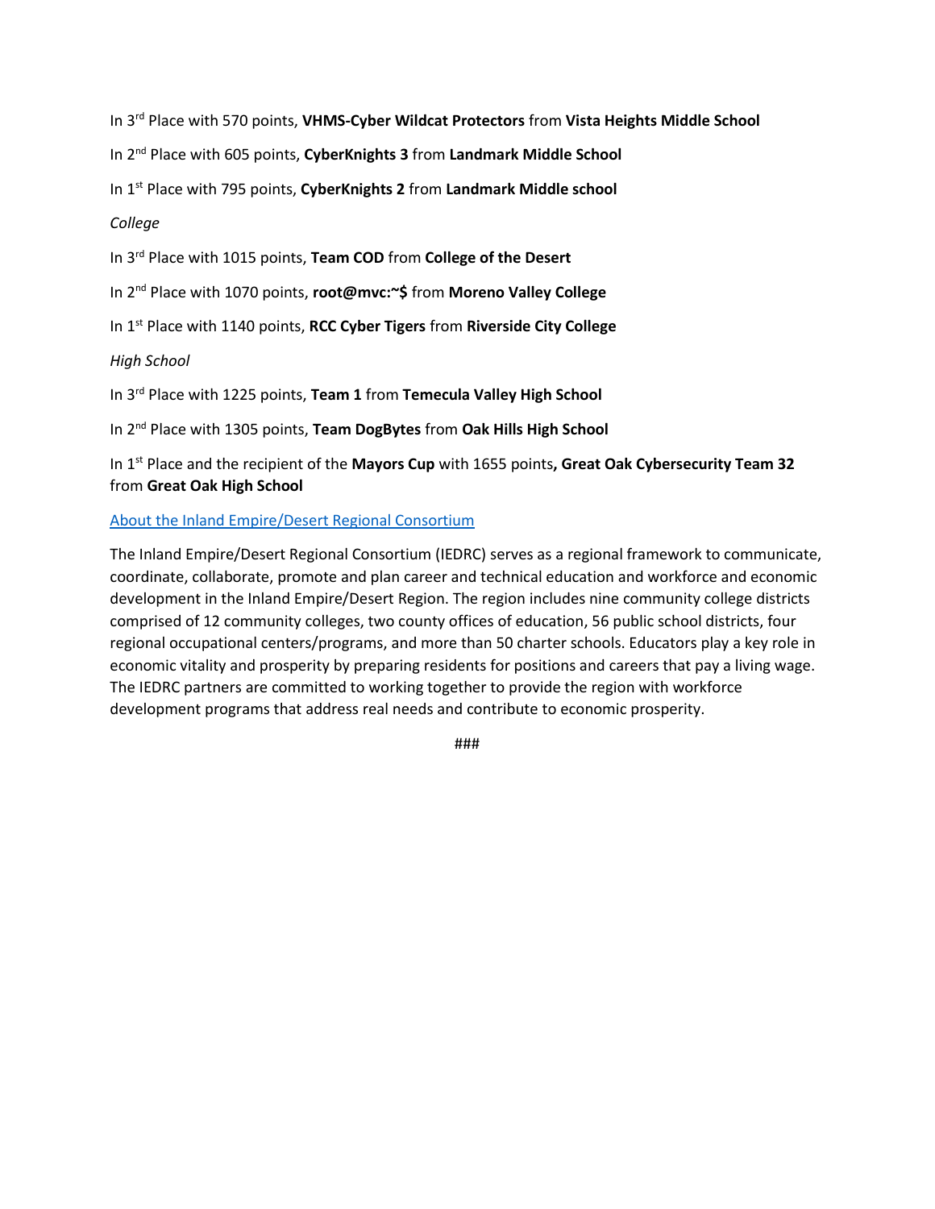In 3rd Place with 570 points, **VHMS-Cyber Wildcat Protectors** from **Vista Heights Middle School**

In 2nd Place with 605 points, **CyberKnights 3** from **Landmark Middle School**

In 1st Place with 795 points, **CyberKnights 2** from **Landmark Middle school**

*College*

In 3rd Place with 1015 points, **Team COD** from **College of the Desert**

In 2nd Place with 1070 points, **root@mvc:~$** from **Moreno Valley College**

In 1st Place with 1140 points, **RCC Cyber Tigers** from **Riverside City College**

*High School*

In 3rd Place with 1225 points, **Team 1** from **Temecula Valley High School**

In 2nd Place with 1305 points, **Team DogBytes** from **Oak Hills High School**

In 1st Place and the recipient of the **Mayors Cup** with 1655 points**, Great Oak Cybersecurity Team 32** from **Great Oak High School**

About the Inland Empire/Desert Regional Consortium

The Inland Empire/Desert Regional Consortium (IEDRC) serves as a regional framework to communicate, coordinate, collaborate, promote and plan career and technical education and workforce and economic development in the Inland Empire/Desert Region. The region includes nine community college districts comprised of 12 community colleges, two county offices of education, 56 public school districts, four regional occupational centers/programs, and more than 50 charter schools. Educators play a key role in economic vitality and prosperity by preparing residents for positions and careers that pay a living wage. The IEDRC partners are committed to working together to provide the region with workforce development programs that address real needs and contribute to economic prosperity.

###